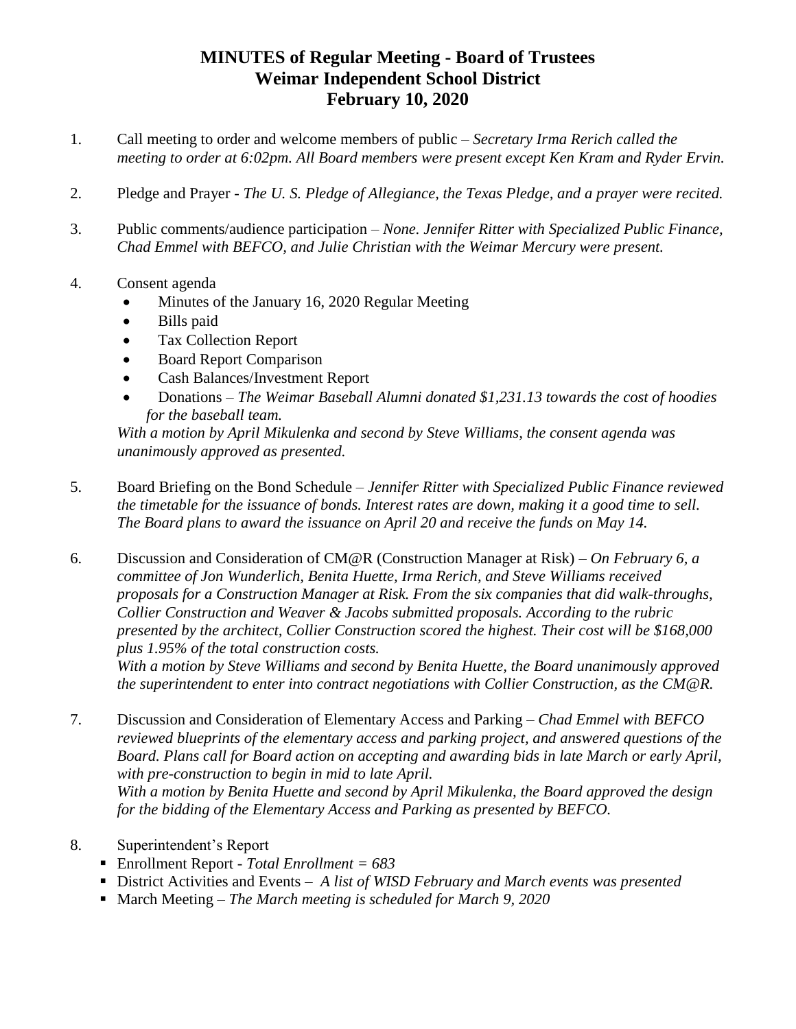# MINUTES of Regular Meeting - Board of Trustees
## Weimar Independent School District
## February 10, 2020

1. Call meeting to order and welcome members of public – *Secretary Irma Rerich called the meeting to order at 6:02pm. All Board members were present except Ken Kram and Ryder Ervin.*

2. Pledge and Prayer - *The U. S. Pledge of Allegiance, the Texas Pledge, and a prayer were recited.*

3. Public comments/audience participation – *None. Jennifer Ritter with Specialized Public Finance, Chad Emmel with BEFCO, and Julie Christian with the Weimar Mercury were present.*

4. Consent agenda
   - Minutes of the January 16, 2020 Regular Meeting
   - Bills paid
   - Tax Collection Report
   - Board Report Comparison
   - Cash Balances/Investment Report
   - Donations – *The Weimar Baseball Alumni donated $1,231.13 towards the cost of hoodies for the baseball team.*

   *With a motion by April Mikulenka and second by Steve Williams, the consent agenda was unanimously approved as presented.*

5. Board Briefing on the Bond Schedule – *Jennifer Ritter with Specialized Public Finance reviewed the timetable for the issuance of bonds. Interest rates are down, making it a good time to sell. The Board plans to award the issuance on April 20 and receive the funds on May 14.*

6. Discussion and Consideration of CM@R (Construction Manager at Risk) – *On February 6, a committee of Jon Wunderlich, Benita Huette, Irma Rerich, and Steve Williams received proposals for a Construction Manager at Risk. From the six companies that did walk-throughs, Collier Construction and Weaver & Jacobs submitted proposals. According to the rubric presented by the architect, Collier Construction scored the highest. Their cost will be $168,000 plus 1.95% of the total construction costs.*

   *With a motion by Steve Williams and second by Benita Huette, the Board unanimously approved the superintendent to enter into contract negotiations with Collier Construction, as the CM@R.*

7. Discussion and Consideration of Elementary Access and Parking – *Chad Emmel with BEFCO reviewed blueprints of the elementary access and parking project, and answered questions of the Board. Plans call for Board action on accepting and awarding bids in late March or early April, with pre-construction to begin in mid to late April.*

   *With a motion by Benita Huette and second by April Mikulenka, the Board approved the design for the bidding of the Elementary Access and Parking as presented by BEFCO.*

8. Superintendent's Report
   - Enrollment Report - *Total Enrollment = 683*
   - District Activities and Events – *A list of WISD February and March events was presented*
   - March Meeting – *The March meeting is scheduled for March 9, 2020*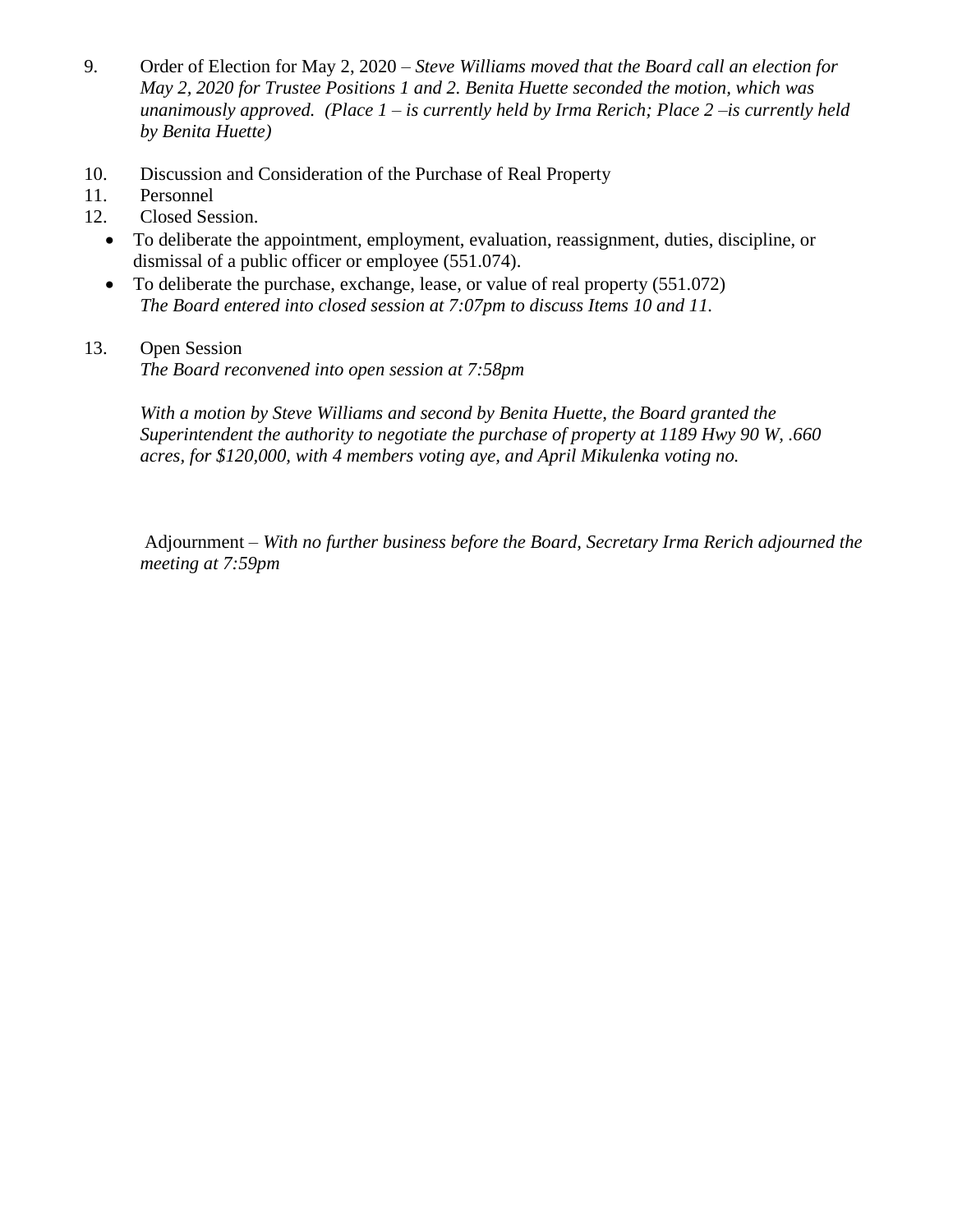9. Order of Election for May 2, 2020 – *Steve Williams moved that the Board call an election for May 2, 2020 for Trustee Positions 1 and 2. Benita Huette seconded the motion, which was unanimously approved. (Place 1 – is currently held by Irma Rerich; Place 2 –is currently held by Benita Huette)*

10. Discussion and Consideration of the Purchase of Real Property
11. Personnel
12. Closed Session.
    - To deliberate the appointment, employment, evaluation, reassignment, duties, discipline, or dismissal of a public officer or employee (551.074).
    - To deliberate the purchase, exchange, lease, or value of real property (551.072)

    *The Board entered into closed session at 7:07pm to discuss Items 10 and 11.*

13. Open Session

    *The Board reconvened into open session at 7:58pm*

    *With a motion by Steve Williams and second by Benita Huette, the Board granted the Superintendent the authority to negotiate the purchase of property at 1189 Hwy 90 W, .660 acres, for $120,000, with 4 members voting aye, and April Mikulenka voting no.*

Adjournment – *With no further business before the Board, Secretary Irma Rerich adjourned the meeting at 7:59pm*